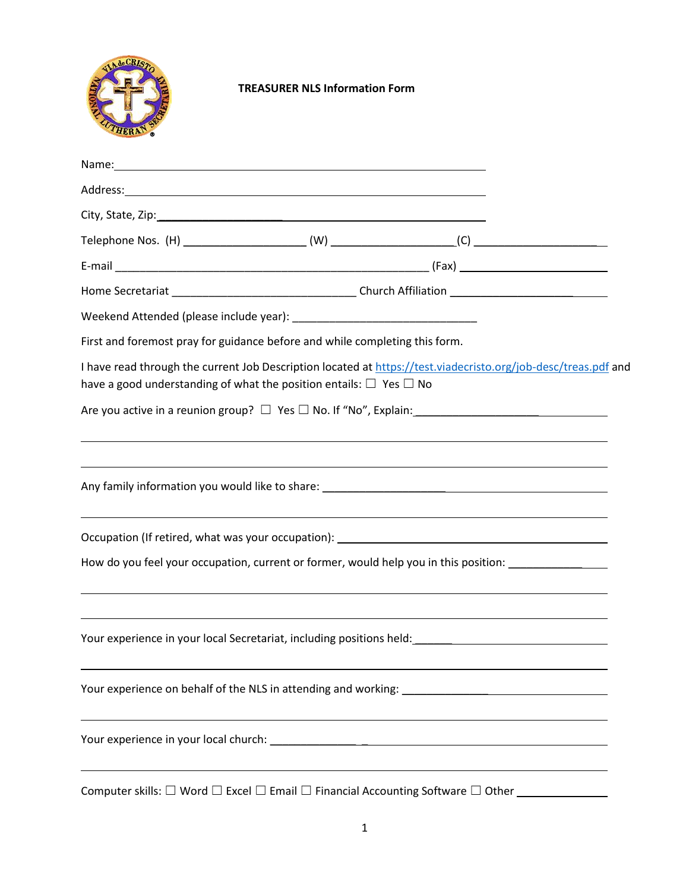**TREASURER NLS Information Form**

Name:\_\_\_\_\_\_\_\_\_\_\_\_\_\_\_\_\_\_\_\_\_\_\_\_\_\_\_\_\_\_\_\_\_\_\_\_\_\_\_\_\_\_\_\_\_\_\_\_\_\_\_\_\_\_\_\_

Address:\_\_\_\_\_\_\_\_\_\_\_\_\_\_\_\_\_\_\_\_\_\_\_\_\_\_\_\_\_\_\_\_\_\_\_\_\_\_\_\_\_\_\_\_\_\_\_\_\_\_\_\_\_\_

City, State, Zip:\_\_\_\_\_\_\_\_\_\_\_\_\_\_\_\_\_\_\_\_\_\_\_\_\_\_\_\_\_\_\_\_\_\_\_\_\_\_\_\_\_\_\_\_\_\_\_\_

Telephone Nos. (H) \_\_\_\_\_\_\_\_\_\_\_\_\_\_\_\_\_\_\_\_ (W) \_\_\_\_\_\_\_\_\_\_\_\_\_\_\_\_\_\_\_\_(C) \_\_\_\_\_\_\_\_\_\_\_\_\_\_\_\_\_\_\_\_

E-mail \_\_\_\_\_\_\_\_\_\_\_\_\_\_\_\_\_\_\_\_\_\_\_\_\_\_\_\_\_\_\_\_\_\_\_\_\_\_\_\_\_\_\_\_\_\_\_\_\_\_\_\_ (Fax) \_\_\_\_\_\_\_\_\_\_\_\_\_\_\_\_\_\_\_\_\_\_\_\_

Home Secretariat \_\_\_\_\_\_\_\_\_\_\_\_\_\_\_\_\_\_\_\_\_\_\_\_\_\_\_\_\_\_\_\_ Church Affiliation \_\_\_\_\_\_\_\_\_\_\_\_\_\_\_\_\_\_\_\_\_\_\_\_\_\_

Weekend Attended (please include year): \_\_\_\_\_\_\_\_\_\_\_\_\_\_\_\_\_\_\_\_\_\_\_\_\_\_\_\_\_\_\_\_

First and foremost pray for guidance before and while completing this form.

I have read through the current Job Description located at https://test.viadecristo.org/job-desc/treas.pdf and have a good understanding of what the position entails: ☐ Yes ☐ No

Are you active in a reunion group? ☐ Yes ☐ No. If "No", Explain:\_\_\_\_\_\_\_\_\_\_\_\_\_\_\_\_\_\_\_\_\_\_\_\_\_\_\_\_\_\_\_\_\_\_

\_\_\_\_\_\_\_\_\_\_\_\_\_\_\_\_\_\_\_\_\_\_\_\_\_\_\_\_\_\_\_\_\_\_\_\_\_\_\_\_\_\_\_\_\_\_\_\_\_\_\_\_\_\_\_\_\_\_\_\_\_\_\_\_\_\_\_\_\_\_\_\_\_\_\_\_\_\_\_\_\_\_\_\_\_\_\_\_\_\_\_\_

\_\_\_\_\_\_\_\_\_\_\_\_\_\_\_\_\_\_\_\_\_\_\_\_\_\_\_\_\_\_\_\_\_\_\_\_\_\_\_\_\_\_\_\_\_\_\_\_\_\_\_\_\_\_\_\_\_\_\_\_\_\_\_\_\_\_\_\_\_\_\_\_\_\_\_\_\_\_\_\_\_\_\_\_\_\_\_\_\_\_\_\_

Any family information you would like to share: \_\_\_\_\_\_\_\_\_\_\_\_\_\_\_\_\_\_\_\_\_\_\_\_\_\_\_\_\_\_\_\_\_\_\_\_\_\_\_\_\_\_\_\_\_\_\_\_

\_\_\_\_\_\_\_\_\_\_\_\_\_\_\_\_\_\_\_\_\_\_\_\_\_\_\_\_\_\_\_\_\_\_\_\_\_\_\_\_\_\_\_\_\_\_\_\_\_\_\_\_\_\_\_\_\_\_\_\_\_\_\_\_\_\_\_\_\_\_\_\_\_\_\_\_\_\_\_\_\_\_\_\_\_\_\_\_\_\_\_\_

Occupation (If retired, what was your occupation): \_\_\_\_\_\_\_\_\_\_\_\_\_\_\_\_\_\_\_\_\_\_\_\_\_\_\_\_\_\_\_\_\_\_\_\_\_\_\_\_\_\_\_\_\_\_

How do you feel your occupation, current or former, would help you in this position: \_\_\_\_\_\_\_\_\_\_\_\_\_\_\_\_\_

\_\_\_\_\_\_\_\_\_\_\_\_\_\_\_\_\_\_\_\_\_\_\_\_\_\_\_\_\_\_\_\_\_\_\_\_\_\_\_\_\_\_\_\_\_\_\_\_\_\_\_\_\_\_\_\_\_\_\_\_\_\_\_\_\_\_\_\_\_\_\_\_\_\_\_\_\_\_\_\_\_\_\_\_\_\_\_\_\_\_\_\_

\_\_\_\_\_\_\_\_\_\_\_\_\_\_\_\_\_\_\_\_\_\_\_\_\_\_\_\_\_\_\_\_\_\_\_\_\_\_\_\_\_\_\_\_\_\_\_\_\_\_\_\_\_\_\_\_\_\_\_\_\_\_\_\_\_\_\_\_\_\_\_\_\_\_\_\_\_\_\_\_\_\_\_\_\_\_\_\_\_\_\_\_

Your experience in your local Secretariat, including positions held:\_\_\_\_\_\_\_\_\_\_\_\_\_\_\_\_\_\_\_\_\_\_\_\_\_\_\_\_\_\_\_\_\_\_\_\_

\_\_\_\_\_\_\_\_\_\_\_\_\_\_\_\_\_\_\_\_\_\_\_\_\_\_\_\_\_\_\_\_\_\_\_\_\_\_\_\_\_\_\_\_\_\_\_\_\_\_\_\_\_\_\_\_\_\_\_\_\_\_\_\_\_\_\_\_\_\_\_\_\_\_\_\_\_\_\_\_\_\_\_\_\_\_\_\_\_\_\_\_

Your experience on behalf of the NLS in attending and working: \_\_\_\_\_\_\_\_\_\_\_\_\_\_\_\_\_\_\_\_\_\_\_\_\_\_\_\_\_\_\_\_\_\_\_\_

\_\_\_\_\_\_\_\_\_\_\_\_\_\_\_\_\_\_\_\_\_\_\_\_\_\_\_\_\_\_\_\_\_\_\_\_\_\_\_\_\_\_\_\_\_\_\_\_\_\_\_\_\_\_\_\_\_\_\_\_\_\_\_\_\_\_\_\_\_\_\_\_\_\_\_\_\_\_\_\_\_\_\_\_\_\_\_\_\_\_\_\_

Your experience in your local church: \_\_\_\_\_\_\_\_\_\_\_\_\_\_\_\_\_\_\_\_\_\_\_\_\_\_\_\_\_\_\_\_\_\_\_\_\_\_\_\_\_\_\_\_\_\_\_\_\_\_\_\_\_\_\_\_\_\_

\_\_\_\_\_\_\_\_\_\_\_\_\_\_\_\_\_\_\_\_\_\_\_\_\_\_\_\_\_\_\_\_\_\_\_\_\_\_\_\_\_\_\_\_\_\_\_\_\_\_\_\_\_\_\_\_\_\_\_\_\_\_\_\_\_\_\_\_\_\_\_\_\_\_\_\_\_\_\_\_\_\_\_\_\_\_\_\_\_\_\_\_

Computer skills: ☐ Word ☐ Excel ☐ Email ☐ Financial Accounting Software ☐ Other \_\_\_\_\_\_\_\_\_\_\_\_\_\_\_\_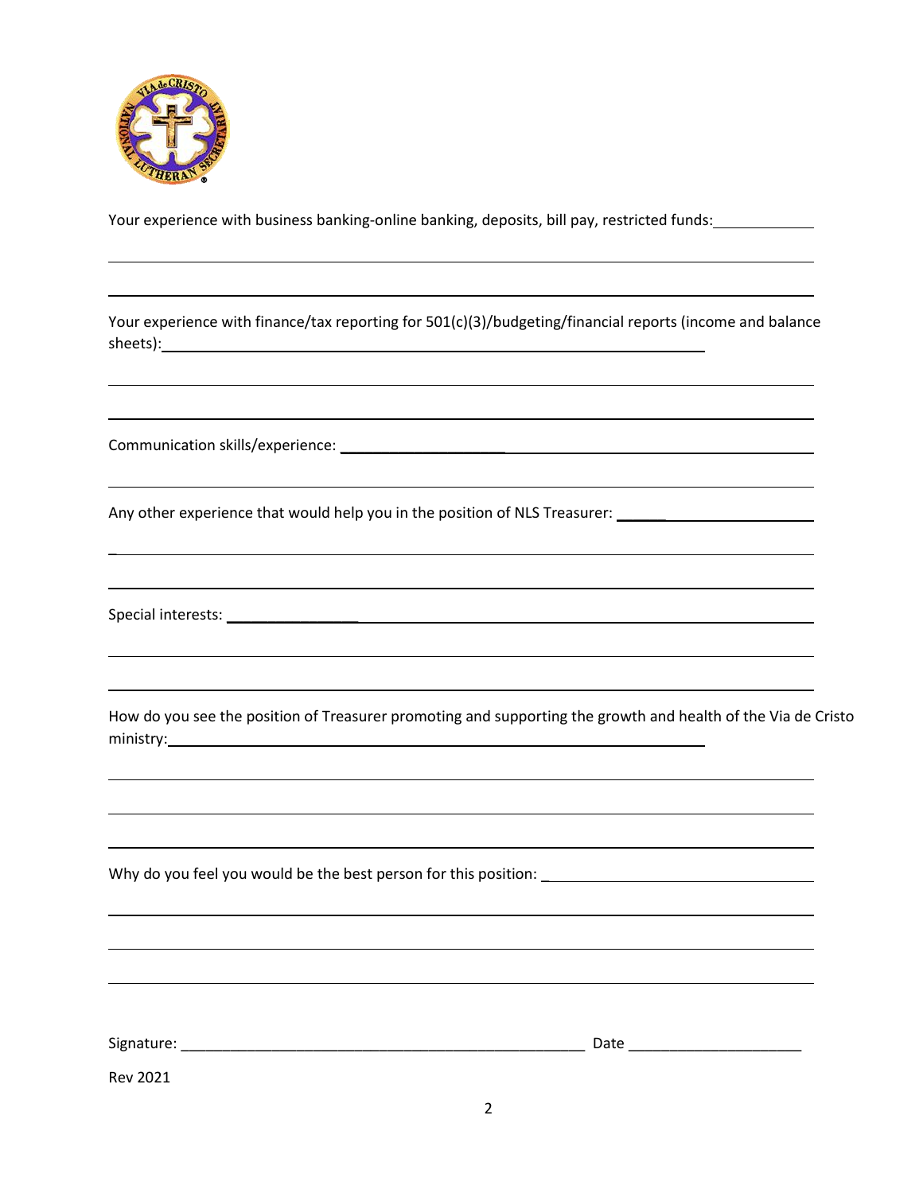Your experience with business banking-online banking, deposits, bill pay, restricted funds:

Your experience with finance/tax reporting for 501(c)(3)/budgeting/financial reports (income and balance sheets):

Communication skills/experience:

Any other experience that would help you in the position of NLS Treasurer:

Special interests:

How do you see the position of Treasurer promoting and supporting the growth and health of the Via de Cristo ministry:

Why do you feel you would be the best person for this position:

Signature: ______________________________________________ Date ____________________

Rev 2021